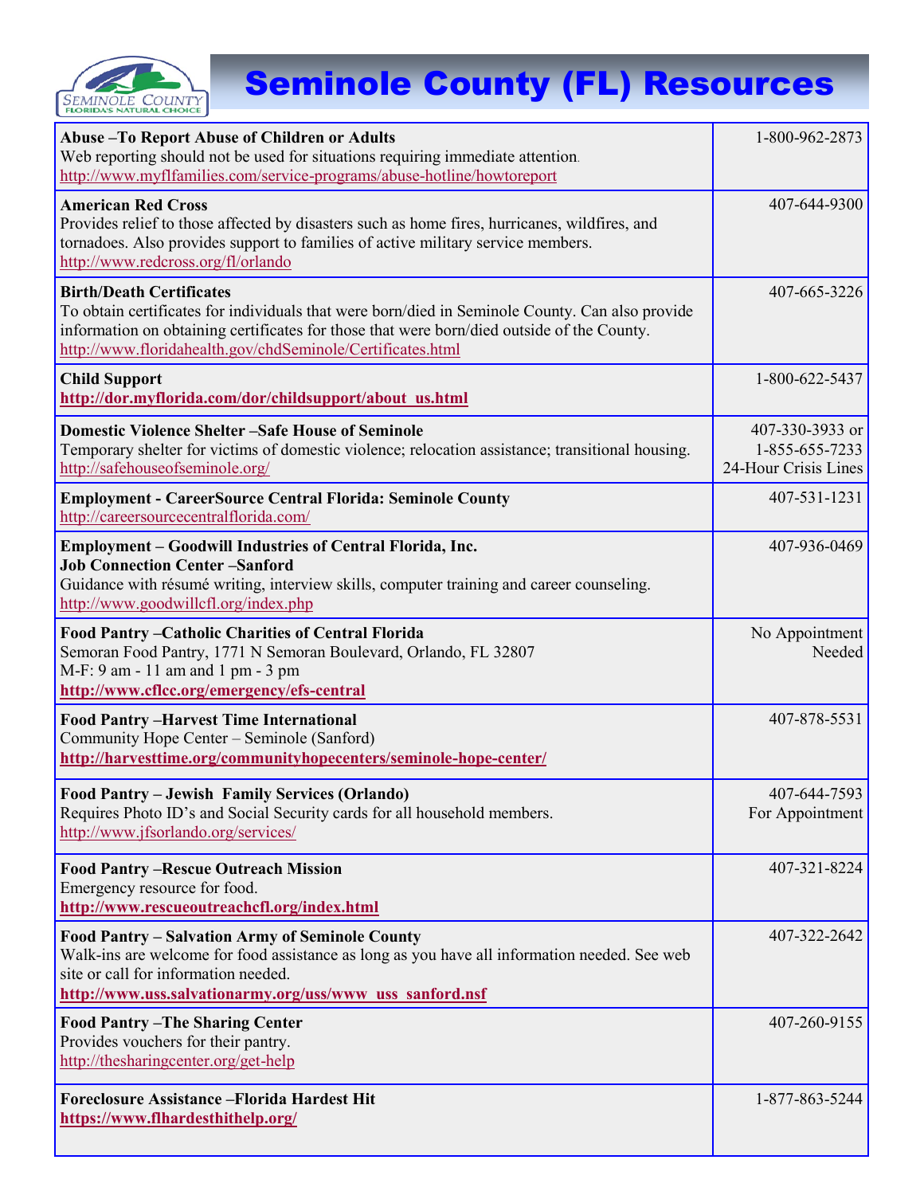# Seminole County (FL) Resources

| Resource | Phone |
|---|---|
| **Abuse –To Report Abuse of Children or Adults**<br>Web reporting should not be used for situations requiring immediate attention.<br>http://www.myflfamilies.com/service-programs/abuse-hotline/howtoreport | 1-800-962-2873 |
| **American Red Cross**<br>Provides relief to those affected by disasters such as home fires, hurricanes, wildfires, and tornadoes. Also provides support to families of active military service members.<br>http://www.redcross.org/fl/orlando | 407-644-9300 |
| **Birth/Death Certificates**<br>To obtain certificates for individuals that were born/died in Seminole County. Can also provide information on obtaining certificates for those that were born/died outside of the County.<br>http://www.floridahealth.gov/chdSeminole/Certificates.html | 407-665-3226 |
| **Child Support**<br>**http://dor.myflorida.com/dor/childsupport/about_us.html** | 1-800-622-5437 |
| **Domestic Violence Shelter –Safe House of Seminole**<br>Temporary shelter for victims of domestic violence; relocation assistance; transitional housing.<br>http://safehouseofseminole.org/ | 407-330-3933 or 1-855-655-7233 24-Hour Crisis Lines |
| **Employment - CareerSource Central Florida: Seminole County**<br>http://careersourcecentralflorida.com/ | 407-531-1231 |
| **Employment – Goodwill Industries of Central Florida, Inc.**<br>**Job Connection Center –Sanford**<br>Guidance with résumé writing, interview skills, computer training and career counseling.<br>http://www.goodwillcfl.org/index.php | 407-936-0469 |
| **Food Pantry –Catholic Charities of Central Florida**<br>Semoran Food Pantry, 1771 N Semoran Boulevard, Orlando, FL 32807<br>M-F: 9 am - 11 am and 1 pm - 3 pm<br>**http://www.cflcc.org/emergency/efs-central** | No Appointment Needed |
| **Food Pantry –Harvest Time International**<br>Community Hope Center – Seminole (Sanford)<br>**http://harvesttime.org/communityhopecenters/seminole-hope-center/** | 407-878-5531 |
| **Food Pantry – Jewish Family Services (Orlando)**<br>Requires Photo ID's and Social Security cards for all household members.<br>http://www.jfsorlando.org/services/ | 407-644-7593 For Appointment |
| **Food Pantry –Rescue Outreach Mission**<br>Emergency resource for food.<br>**http://www.rescueoutreachcfl.org/index.html** | 407-321-8224 |
| **Food Pantry – Salvation Army of Seminole County**<br>Walk-ins are welcome for food assistance as long as you have all information needed. See web site or call for information needed.<br>**http://www.uss.salvationarmy.org/uss/www_uss_sanford.nsf** | 407-322-2642 |
| **Food Pantry –The Sharing Center**<br>Provides vouchers for their pantry.<br>http://thesharingcenter.org/get-help | 407-260-9155 |
| **Foreclosure Assistance –Florida Hardest Hit**<br>**https://www.flhardesthithelp.org/** | 1-877-863-5244 |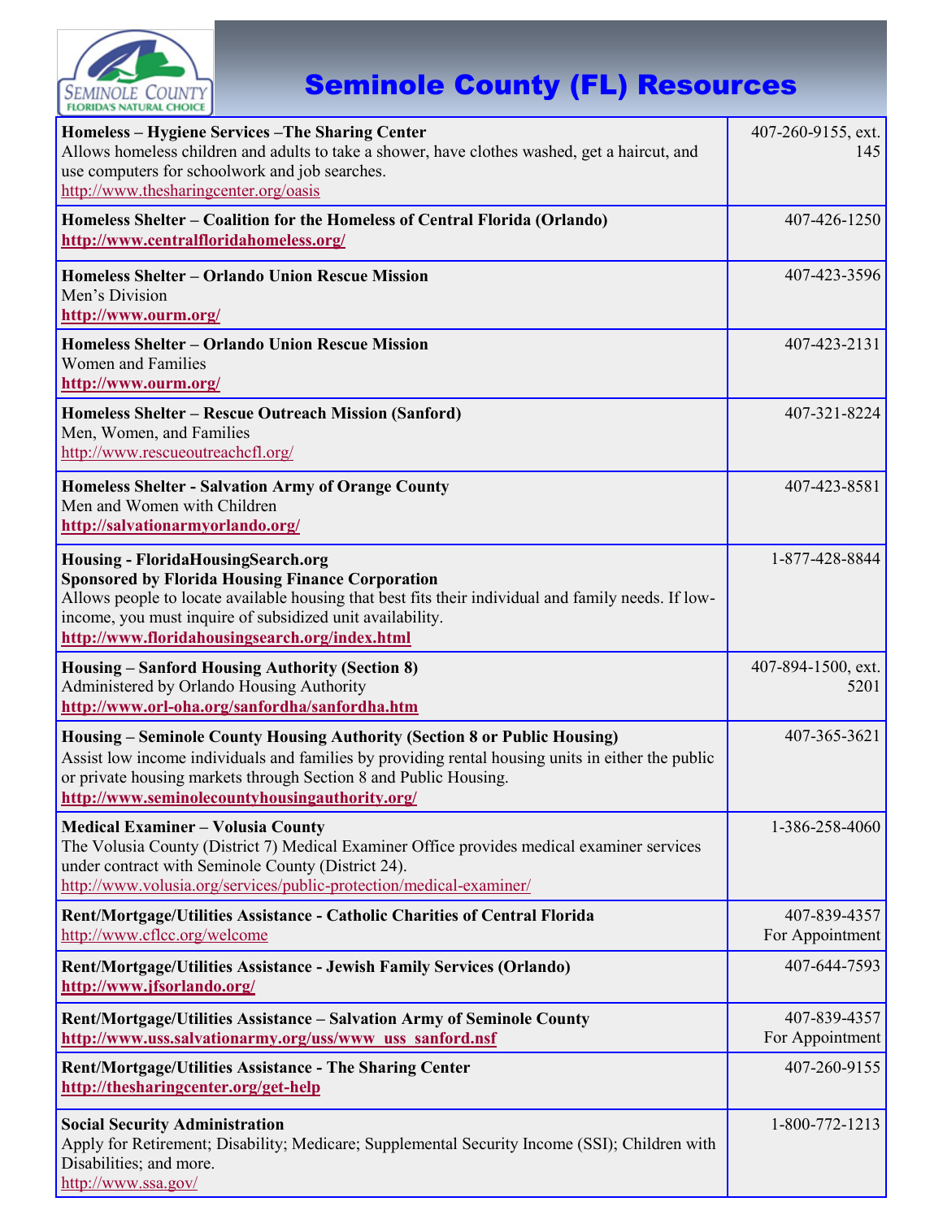# Seminole County (FL) Resources

| Resource | Phone |
| --- | --- |
| **Homeless – Hygiene Services –The Sharing Center**<br>Allows homeless children and adults to take a shower, have clothes washed, get a haircut, and use computers for schoolwork and job searches.<br>http://www.thesharingcenter.org/oasis | 407-260-9155, ext. 145 |
| **Homeless Shelter – Coalition for the Homeless of Central Florida (Orlando)**<br>**http://www.centralfloridahomeless.org/** | 407-426-1250 |
| **Homeless Shelter – Orlando Union Rescue Mission**<br>Men's Division<br>**http://www.ourm.org/** | 407-423-3596 |
| **Homeless Shelter – Orlando Union Rescue Mission**<br>Women and Families<br>**http://www.ourm.org/** | 407-423-2131 |
| **Homeless Shelter – Rescue Outreach Mission (Sanford)**<br>Men, Women, and Families<br>http://www.rescueoutreachcfl.org/ | 407-321-8224 |
| **Homeless Shelter - Salvation Army of Orange County**<br>Men and Women with Children<br>**http://salvationarmyorlando.org/** | 407-423-8581 |
| **Housing - FloridaHousingSearch.org**<br>**Sponsored by Florida Housing Finance Corporation**<br>Allows people to locate available housing that best fits their individual and family needs. If low-income, you must inquire of subsidized unit availability.<br>**http://www.floridahousingsearch.org/index.html** | 1-877-428-8844 |
| **Housing – Sanford Housing Authority (Section 8)**<br>Administered by Orlando Housing Authority<br>**http://www.orl-oha.org/sanfordha/sanfordha.htm** | 407-894-1500, ext. 5201 |
| **Housing – Seminole County Housing Authority (Section 8 or Public Housing)**<br>Assist low income individuals and families by providing rental housing units in either the public or private housing markets through Section 8 and Public Housing.<br>**http://www.seminolecountyhousingauthority.org/** | 407-365-3621 |
| **Medical Examiner – Volusia County**<br>The Volusia County (District 7) Medical Examiner Office provides medical examiner services under contract with Seminole County (District 24).<br>http://www.volusia.org/services/public-protection/medical-examiner/ | 1-386-258-4060 |
| **Rent/Mortgage/Utilities Assistance - Catholic Charities of Central Florida**<br>http://www.cflcc.org/welcome | 407-839-4357 For Appointment |
| **Rent/Mortgage/Utilities Assistance - Jewish Family Services (Orlando)**<br>**http://www.jfsorlando.org/** | 407-644-7593 |
| **Rent/Mortgage/Utilities Assistance – Salvation Army of Seminole County**<br>**http://www.uss.salvationarmy.org/uss/www_uss_sanford.nsf** | 407-839-4357 For Appointment |
| **Rent/Mortgage/Utilities Assistance - The Sharing Center**<br>**http://thesharingcenter.org/get-help** | 407-260-9155 |
| **Social Security Administration**<br>Apply for Retirement; Disability; Medicare; Supplemental Security Income (SSI); Children with Disabilities; and more.<br>http://www.ssa.gov/ | 1-800-772-1213 |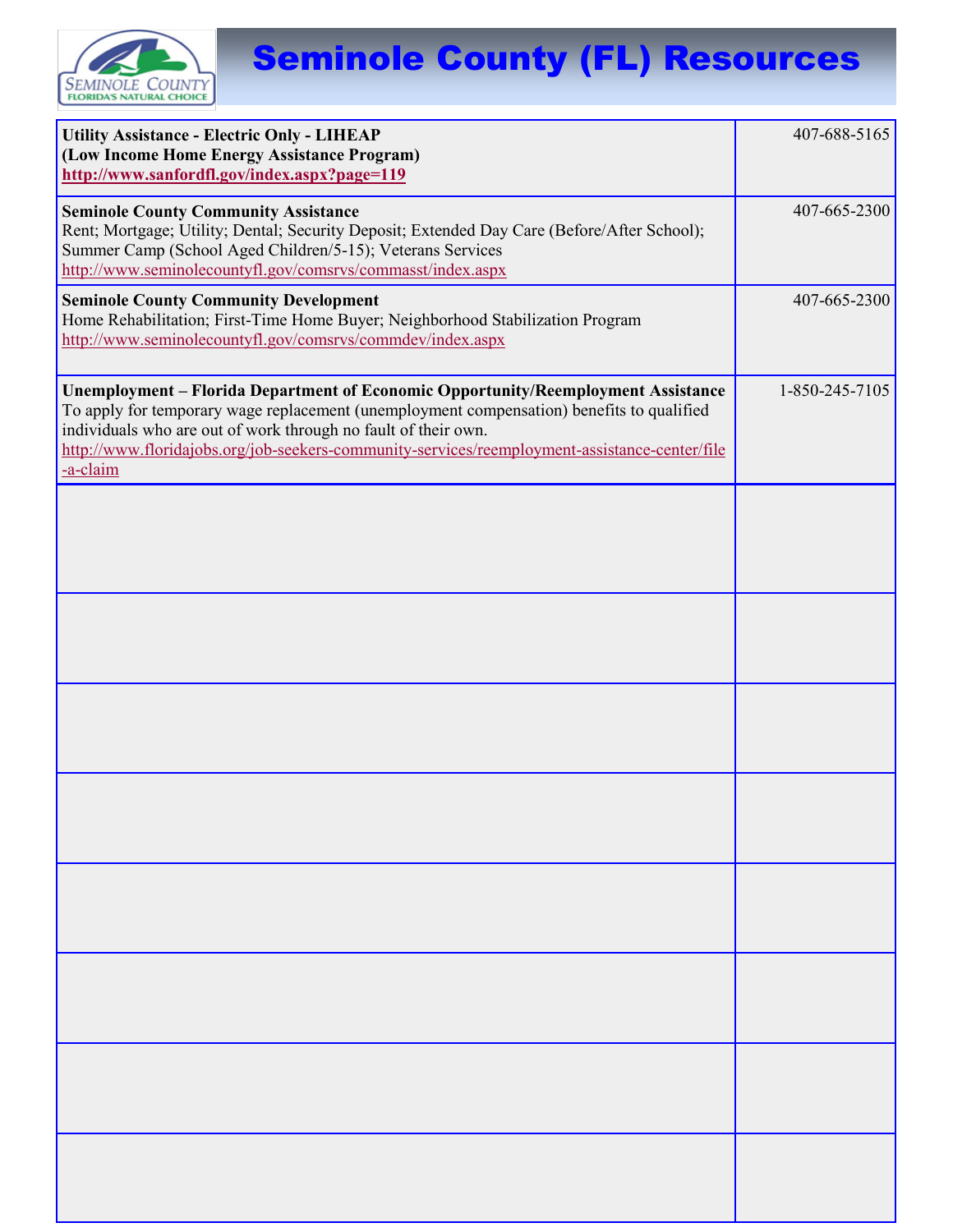# Seminole County (FL) Resources

| | |
|---|---|
| **Utility Assistance - Electric Only - LIHEAP (Low Income Home Energy Assistance Program)** **http://www.sanfordfl.gov/index.aspx?page=119** | 407-688-5165 |
| **Seminole County Community Assistance** Rent; Mortgage; Utility; Dental; Security Deposit; Extended Day Care (Before/After School); Summer Camp (School Aged Children/5-15); Veterans Services http://www.seminolecountyfl.gov/comsrvs/commasst/index.aspx | 407-665-2300 |
| **Seminole County Community Development** Home Rehabilitation; First-Time Home Buyer; Neighborhood Stabilization Program http://www.seminolecountyfl.gov/comsrvs/commdev/index.aspx | 407-665-2300 |
| **Unemployment – Florida Department of Economic Opportunity/Reemployment Assistance** To apply for temporary wage replacement (unemployment compensation) benefits to qualified individuals who are out of work through no fault of their own. http://www.floridajobs.org/job-seekers-community-services/reemployment-assistance-center/file-a-claim | 1-850-245-7105 |
| | |
| | |
| | |
| | |
| | |
| | |
| | |
| | |